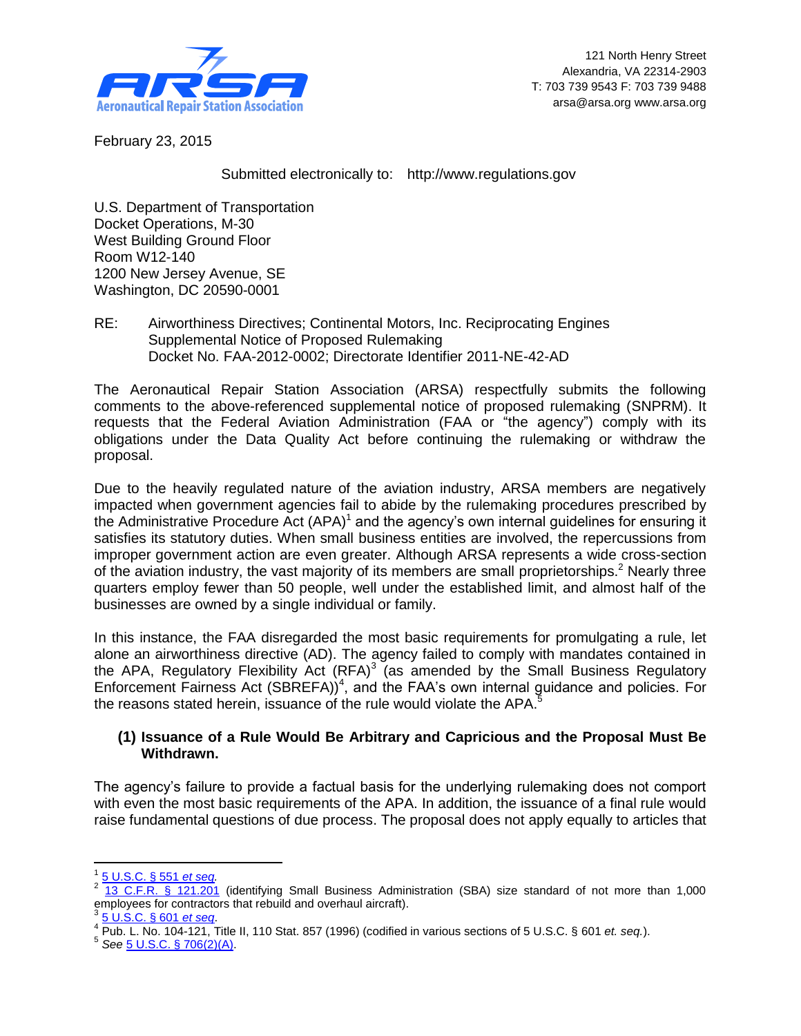**Aeronautical Repair Station Association**

121 North Henry Street
Alexandria, VA 22314-2903
T: 703 739 9543 F: 703 739 9488
arsa@arsa.org www.arsa.org

February 23, 2015

Submitted electronically to: http://www.regulations.gov

U.S. Department of Transportation
Docket Operations, M-30
West Building Ground Floor
Room W12-140
1200 New Jersey Avenue, SE
Washington, DC 20590-0001

RE: Airworthiness Directives; Continental Motors, Inc. Reciprocating Engines
Supplemental Notice of Proposed Rulemaking
Docket No. FAA-2012-0002; Directorate Identifier 2011-NE-42-AD

The Aeronautical Repair Station Association (ARSA) respectfully submits the following comments to the above-referenced supplemental notice of proposed rulemaking (SNPRM). It requests that the Federal Aviation Administration (FAA or "the agency") comply with its obligations under the Data Quality Act before continuing the rulemaking or withdraw the proposal.

Due to the heavily regulated nature of the aviation industry, ARSA members are negatively impacted when government agencies fail to abide by the rulemaking procedures prescribed by the Administrative Procedure Act (APA)[1] and the agency's own internal guidelines for ensuring it satisfies its statutory duties. When small business entities are involved, the repercussions from improper government action are even greater. Although ARSA represents a wide cross-section of the aviation industry, the vast majority of its members are small proprietorships.[2] Nearly three quarters employ fewer than 50 people, well under the established limit, and almost half of the businesses are owned by a single individual or family.

In this instance, the FAA disregarded the most basic requirements for promulgating a rule, let alone an airworthiness directive (AD). The agency failed to comply with mandates contained in the APA, Regulatory Flexibility Act (RFA)[3] (as amended by the Small Business Regulatory Enforcement Fairness Act (SBREFA))[4], and the FAA's own internal guidance and policies. For the reasons stated herein, issuance of the rule would violate the APA.[5]

### (1) Issuance of a Rule Would Be Arbitrary and Capricious and the Proposal Must Be Withdrawn.

The agency's failure to provide a factual basis for the underlying rulemaking does not comport with even the most basic requirements of the APA. In addition, the issuance of a final rule would raise fundamental questions of due process. The proposal does not apply equally to articles that

---

[1] 5 U.S.C. § 551 *et seq.*

[2] 13 C.F.R. § 121.201 (identifying Small Business Administration (SBA) size standard of not more than 1,000 employees for contractors that rebuild and overhaul aircraft).

[3] 5 U.S.C. § 601 *et seq*.

[4] Pub. L. No. 104-121, Title II, 110 Stat. 857 (1996) (codified in various sections of 5 U.S.C. § 601 *et. seq.*).

[5] *See* 5 U.S.C. § 706(2)(A).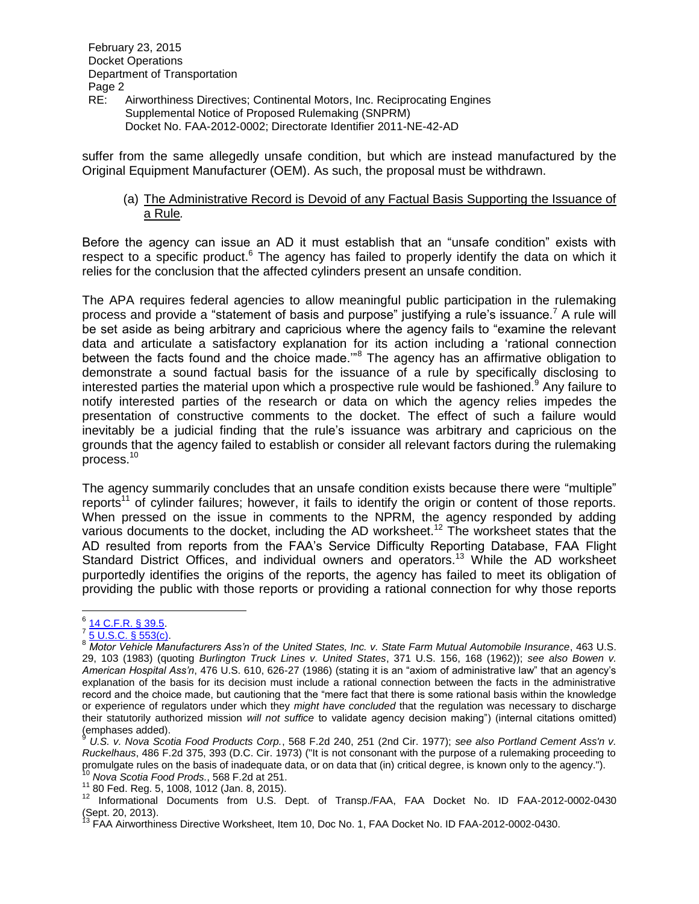suffer from the same allegedly unsafe condition, but which are instead manufactured by the Original Equipment Manufacturer (OEM). As such, the proposal must be withdrawn.

(a) <u>The Administrative Record is Devoid of any Factual Basis Supporting the Issuance of a Rule</u>*.*

Before the agency can issue an AD it must establish that an "unsafe condition" exists with respect to a specific product.[6] The agency has failed to properly identify the data on which it relies for the conclusion that the affected cylinders present an unsafe condition.

The APA requires federal agencies to allow meaningful public participation in the rulemaking process and provide a "statement of basis and purpose" justifying a rule's issuance.[7] A rule will be set aside as being arbitrary and capricious where the agency fails to "examine the relevant data and articulate a satisfactory explanation for its action including a 'rational connection between the facts found and the choice made.'"[8] The agency has an affirmative obligation to demonstrate a sound factual basis for the issuance of a rule by specifically disclosing to interested parties the material upon which a prospective rule would be fashioned.[9] Any failure to notify interested parties of the research or data on which the agency relies impedes the presentation of constructive comments to the docket. The effect of such a failure would inevitably be a judicial finding that the rule's issuance was arbitrary and capricious on the grounds that the agency failed to establish or consider all relevant factors during the rulemaking process.[10]

The agency summarily concludes that an unsafe condition exists because there were "multiple" reports[11] of cylinder failures; however, it fails to identify the origin or content of those reports. When pressed on the issue in comments to the NPRM, the agency responded by adding various documents to the docket, including the AD worksheet.[12] The worksheet states that the AD resulted from reports from the FAA's Service Difficulty Reporting Database, FAA Flight Standard District Offices, and individual owners and operators.[13] While the AD worksheet purportedly identifies the origins of the reports, the agency has failed to meet its obligation of providing the public with those reports or providing a rational connection for why those reports

---

[6] 14 C.F.R. § 39.5.

[7] 5 U.S.C. § 553(c).

[8] *Motor Vehicle Manufacturers Ass'n of the United States, Inc. v. State Farm Mutual Automobile Insurance*, 463 U.S. 29, 103 (1983) (quoting *Burlington Truck Lines v. United States*, 371 U.S. 156, 168 (1962)); *see also Bowen v. American Hospital Ass'n*, 476 U.S. 610, 626-27 (1986) (stating it is an "axiom of administrative law" that an agency's explanation of the basis for its decision must include a rational connection between the facts in the administrative record and the choice made, but cautioning that the "mere fact that there is some rational basis within the knowledge or experience of regulators under which they *might have concluded* that the regulation was necessary to discharge their statutorily authorized mission *will not suffice* to validate agency decision making") (internal citations omitted) (emphases added).

[9] *U.S. v. Nova Scotia Food Products Corp.*, 568 F.2d 240, 251 (2nd Cir. 1977); *see also Portland Cement Ass'n v. Ruckelhaus*, 486 F.2d 375, 393 (D.C. Cir. 1973) ("It is not consonant with the purpose of a rulemaking proceeding to promulgate rules on the basis of inadequate data, or on data that (in) critical degree, is known only to the agency.").

[10] *Nova Scotia Food Prods.*, 568 F.2d at 251.

[11] 80 Fed. Reg. 5, 1008, 1012 (Jan. 8, 2015).

[12] Informational Documents from U.S. Dept. of Transp./FAA, FAA Docket No. ID FAA-2012-0002-0430 (Sept. 20, 2013).

[13] FAA Airworthiness Directive Worksheet, Item 10, Doc No. 1, FAA Docket No. ID FAA-2012-0002-0430.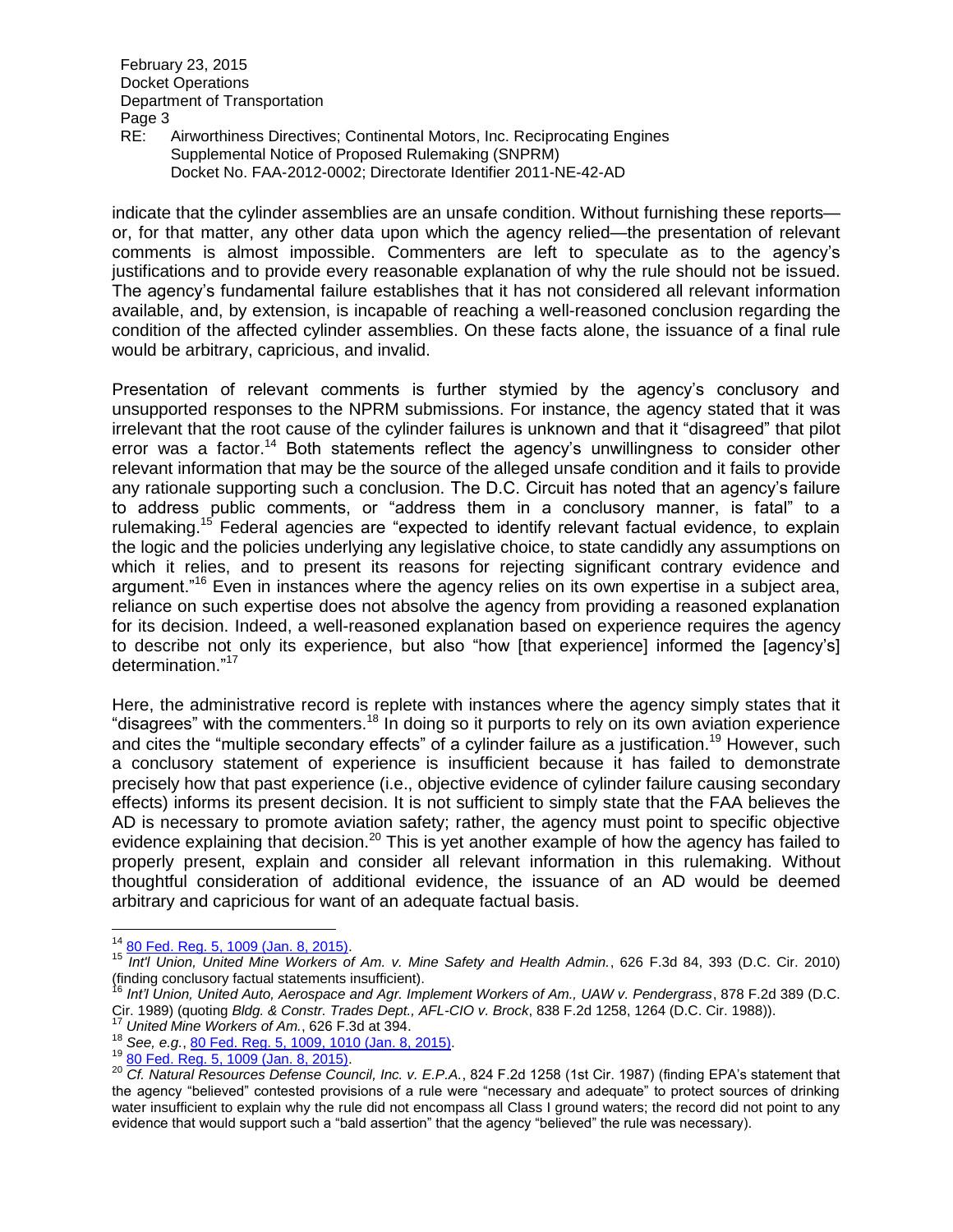indicate that the cylinder assemblies are an unsafe condition. Without furnishing these reports—or, for that matter, any other data upon which the agency relied—the presentation of relevant comments is almost impossible. Commenters are left to speculate as to the agency's justifications and to provide every reasonable explanation of why the rule should not be issued. The agency's fundamental failure establishes that it has not considered all relevant information available, and, by extension, is incapable of reaching a well-reasoned conclusion regarding the condition of the affected cylinder assemblies. On these facts alone, the issuance of a final rule would be arbitrary, capricious, and invalid.

Presentation of relevant comments is further stymied by the agency's conclusory and unsupported responses to the NPRM submissions. For instance, the agency stated that it was irrelevant that the root cause of the cylinder failures is unknown and that it "disagreed" that pilot error was a factor.[14] Both statements reflect the agency's unwillingness to consider other relevant information that may be the source of the alleged unsafe condition and it fails to provide any rationale supporting such a conclusion. The D.C. Circuit has noted that an agency's failure to address public comments, or "address them in a conclusory manner, is fatal" to a rulemaking.[15] Federal agencies are "expected to identify relevant factual evidence, to explain the logic and the policies underlying any legislative choice, to state candidly any assumptions on which it relies, and to present its reasons for rejecting significant contrary evidence and argument."[16] Even in instances where the agency relies on its own expertise in a subject area, reliance on such expertise does not absolve the agency from providing a reasoned explanation for its decision. Indeed, a well-reasoned explanation based on experience requires the agency to describe not only its experience, but also "how [that experience] informed the [agency's] determination."[17]

Here, the administrative record is replete with instances where the agency simply states that it "disagrees" with the commenters.[18] In doing so it purports to rely on its own aviation experience and cites the "multiple secondary effects" of a cylinder failure as a justification.[19] However, such a conclusory statement of experience is insufficient because it has failed to demonstrate precisely how that past experience (i.e., objective evidence of cylinder failure causing secondary effects) informs its present decision. It is not sufficient to simply state that the FAA believes the AD is necessary to promote aviation safety; rather, the agency must point to specific objective evidence explaining that decision.[20] This is yet another example of how the agency has failed to properly present, explain and consider all relevant information in this rulemaking. Without thoughtful consideration of additional evidence, the issuance of an AD would be deemed arbitrary and capricious for want of an adequate factual basis.

---

[14] 80 Fed. Reg. 5, 1009 (Jan. 8, 2015).

[15] *Int'l Union, United Mine Workers of Am. v. Mine Safety and Health Admin.*, 626 F.3d 84, 393 (D.C. Cir. 2010) (finding conclusory factual statements insufficient).

[16] *Int'l Union, United Auto, Aerospace and Agr. Implement Workers of Am., UAW v. Pendergrass*, 878 F.2d 389 (D.C. Cir. 1989) (quoting *Bldg. & Constr. Trades Dept., AFL-CIO v. Brock*, 838 F.2d 1258, 1264 (D.C. Cir. 1988)).

[17] *United Mine Workers of Am.*, 626 F.3d at 394.

[18] *See, e.g.*, 80 Fed. Reg. 5, 1009, 1010 (Jan. 8, 2015).

[19] 80 Fed. Reg. 5, 1009 (Jan. 8, 2015).

[20] *Cf. Natural Resources Defense Council, Inc. v. E.P.A.*, 824 F.2d 1258 (1st Cir. 1987) (finding EPA's statement that the agency "believed" contested provisions of a rule were "necessary and adequate" to protect sources of drinking water insufficient to explain why the rule did not encompass all Class I ground waters; the record did not point to any evidence that would support such a "bald assertion" that the agency "believed" the rule was necessary).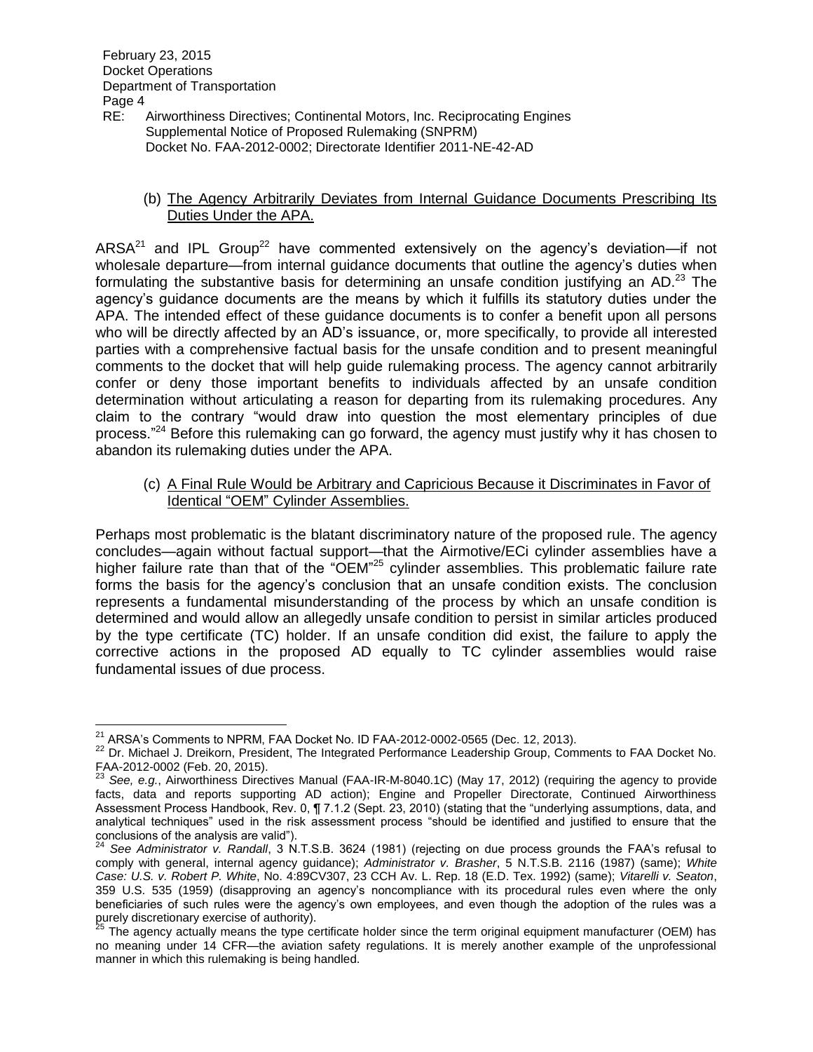(b) The Agency Arbitrarily Deviates from Internal Guidance Documents Prescribing Its Duties Under the APA.

ARSA[21] and IPL Group[22] have commented extensively on the agency's deviation—if not wholesale departure—from internal guidance documents that outline the agency's duties when formulating the substantive basis for determining an unsafe condition justifying an AD.[23] The agency's guidance documents are the means by which it fulfills its statutory duties under the APA. The intended effect of these guidance documents is to confer a benefit upon all persons who will be directly affected by an AD's issuance, or, more specifically, to provide all interested parties with a comprehensive factual basis for the unsafe condition and to present meaningful comments to the docket that will help guide rulemaking process. The agency cannot arbitrarily confer or deny those important benefits to individuals affected by an unsafe condition determination without articulating a reason for departing from its rulemaking procedures. Any claim to the contrary "would draw into question the most elementary principles of due process."[24] Before this rulemaking can go forward, the agency must justify why it has chosen to abandon its rulemaking duties under the APA.

(c) A Final Rule Would be Arbitrary and Capricious Because it Discriminates in Favor of Identical "OEM" Cylinder Assemblies.

Perhaps most problematic is the blatant discriminatory nature of the proposed rule. The agency concludes—again without factual support—that the Airmotive/ECi cylinder assemblies have a higher failure rate than that of the "OEM"[25] cylinder assemblies. This problematic failure rate forms the basis for the agency's conclusion that an unsafe condition exists. The conclusion represents a fundamental misunderstanding of the process by which an unsafe condition is determined and would allow an allegedly unsafe condition to persist in similar articles produced by the type certificate (TC) holder. If an unsafe condition did exist, the failure to apply the corrective actions in the proposed AD equally to TC cylinder assemblies would raise fundamental issues of due process.

---

[21] ARSA's Comments to NPRM, FAA Docket No. ID FAA-2012-0002-0565 (Dec. 12, 2013).

[22] Dr. Michael J. Dreikorn, President, The Integrated Performance Leadership Group, Comments to FAA Docket No. FAA-2012-0002 (Feb. 20, 2015).

[23] *See, e.g.*, Airworthiness Directives Manual (FAA-IR-M-8040.1C) (May 17, 2012) (requiring the agency to provide facts, data and reports supporting AD action); Engine and Propeller Directorate, Continued Airworthiness Assessment Process Handbook, Rev. 0, ¶ 7.1.2 (Sept. 23, 2010) (stating that the "underlying assumptions, data, and analytical techniques" used in the risk assessment process "should be identified and justified to ensure that the conclusions of the analysis are valid").

[24] *See Administrator v. Randall*, 3 N.T.S.B. 3624 (1981) (rejecting on due process grounds the FAA's refusal to comply with general, internal agency guidance); *Administrator v. Brasher*, 5 N.T.S.B. 2116 (1987) (same); *White Case: U.S. v. Robert P. White*, No. 4:89CV307, 23 CCH Av. L. Rep. 18 (E.D. Tex. 1992) (same); *Vitarelli v. Seaton*, 359 U.S. 535 (1959) (disapproving an agency's noncompliance with its procedural rules even where the only beneficiaries of such rules were the agency's own employees, and even though the adoption of the rules was a purely discretionary exercise of authority).

[25] The agency actually means the type certificate holder since the term original equipment manufacturer (OEM) has no meaning under 14 CFR—the aviation safety regulations. It is merely another example of the unprofessional manner in which this rulemaking is being handled.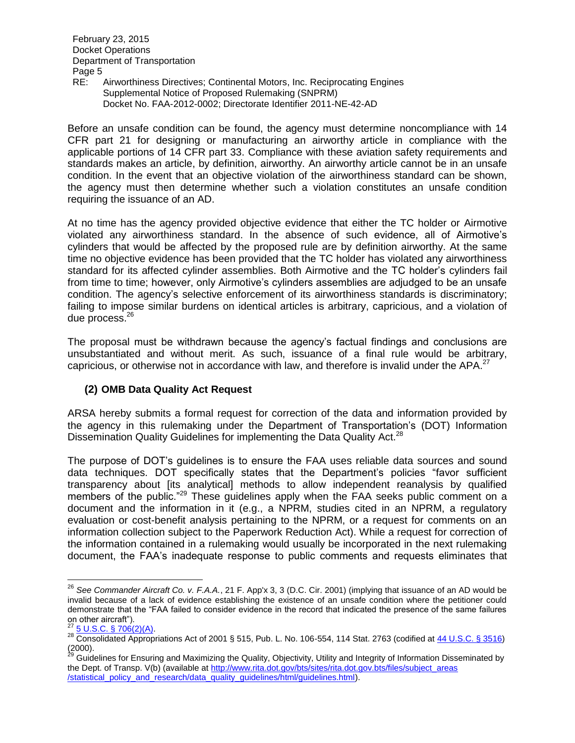Before an unsafe condition can be found, the agency must determine noncompliance with 14 CFR part 21 for designing or manufacturing an airworthy article in compliance with the applicable portions of 14 CFR part 33. Compliance with these aviation safety requirements and standards makes an article, by definition, airworthy. An airworthy article cannot be in an unsafe condition. In the event that an objective violation of the airworthiness standard can be shown, the agency must then determine whether such a violation constitutes an unsafe condition requiring the issuance of an AD.

At no time has the agency provided objective evidence that either the TC holder or Airmotive violated any airworthiness standard. In the absence of such evidence, all of Airmotive's cylinders that would be affected by the proposed rule are by definition airworthy. At the same time no objective evidence has been provided that the TC holder has violated any airworthiness standard for its affected cylinder assemblies. Both Airmotive and the TC holder's cylinders fail from time to time; however, only Airmotive's cylinders assemblies are adjudged to be an unsafe condition. The agency's selective enforcement of its airworthiness standards is discriminatory; failing to impose similar burdens on identical articles is arbitrary, capricious, and a violation of due process.[26]

The proposal must be withdrawn because the agency's factual findings and conclusions are unsubstantiated and without merit. As such, issuance of a final rule would be arbitrary, capricious, or otherwise not in accordance with law, and therefore is invalid under the APA.[27]

### (2) OMB Data Quality Act Request

ARSA hereby submits a formal request for correction of the data and information provided by the agency in this rulemaking under the Department of Transportation's (DOT) Information Dissemination Quality Guidelines for implementing the Data Quality Act.[28]

The purpose of DOT's guidelines is to ensure the FAA uses reliable data sources and sound data techniques. DOT specifically states that the Department's policies "favor sufficient transparency about [its analytical] methods to allow independent reanalysis by qualified members of the public."[29] These guidelines apply when the FAA seeks public comment on a document and the information in it (e.g., a NPRM, studies cited in an NPRM, a regulatory evaluation or cost-benefit analysis pertaining to the NPRM, or a request for comments on an information collection subject to the Paperwork Reduction Act). While a request for correction of the information contained in a rulemaking would usually be incorporated in the next rulemaking document, the FAA's inadequate response to public comments and requests eliminates that

---

[26] *See Commander Aircraft Co. v. F.A.A.*, 21 F. App'x 3, 3 (D.C. Cir. 2001) (implying that issuance of an AD would be invalid because of a lack of evidence establishing the existence of an unsafe condition where the petitioner could demonstrate that the "FAA failed to consider evidence in the record that indicated the presence of the same failures on other aircraft").

[27] 5 U.S.C. § 706(2)(A).

[28] Consolidated Appropriations Act of 2001 § 515, Pub. L. No. 106-554, 114 Stat. 2763 (codified at 44 U.S.C. § 3516) (2000).

[29] Guidelines for Ensuring and Maximizing the Quality, Objectivity, Utility and Integrity of Information Disseminated by the Dept. of Transp. V(b) (available at http://www.rita.dot.gov/bts/sites/rita.dot.gov.bts/files/subject_areas/statistical_policy_and_research/data_quality_guidelines/html/guidelines.html).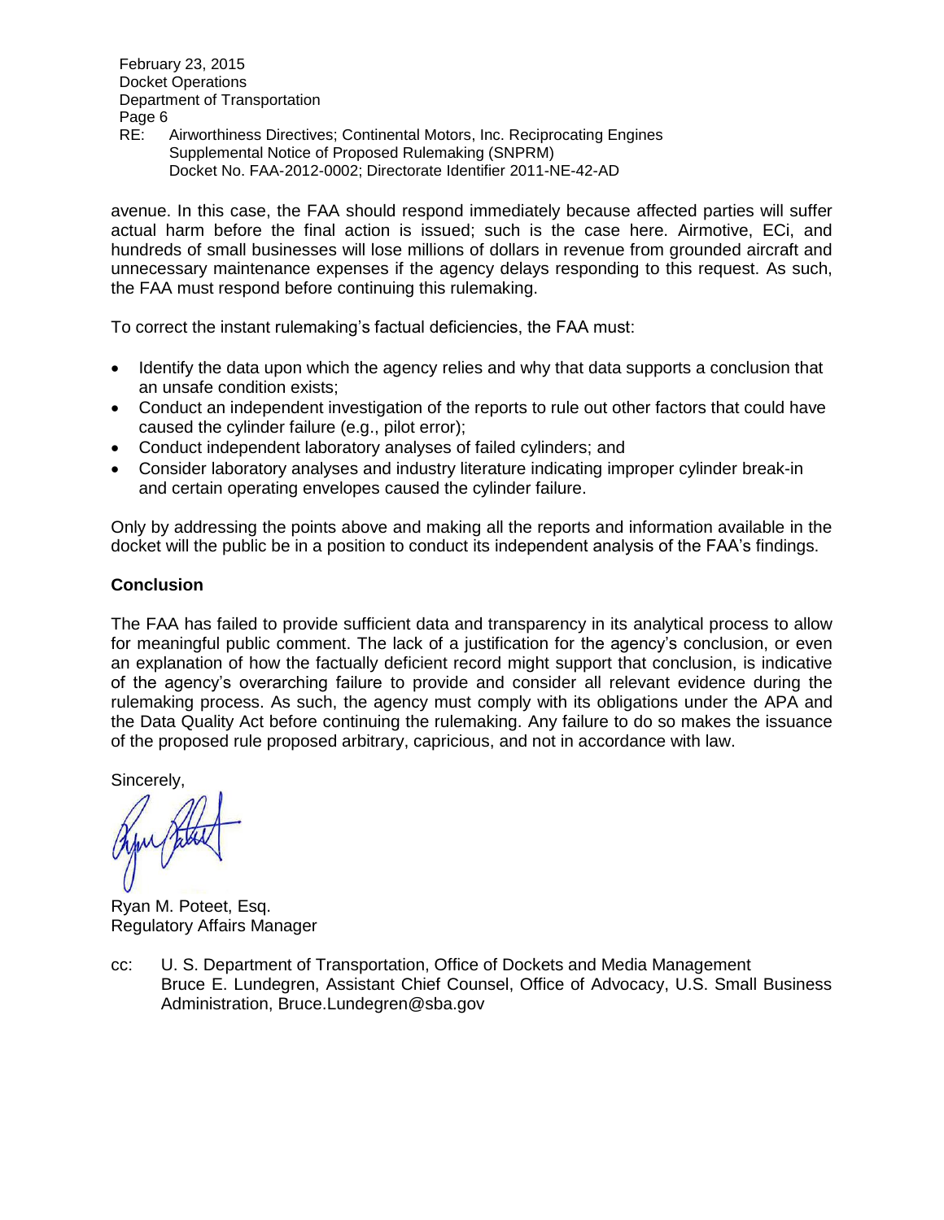avenue. In this case, the FAA should respond immediately because affected parties will suffer actual harm before the final action is issued; such is the case here. Airmotive, ECi, and hundreds of small businesses will lose millions of dollars in revenue from grounded aircraft and unnecessary maintenance expenses if the agency delays responding to this request. As such, the FAA must respond before continuing this rulemaking.

To correct the instant rulemaking's factual deficiencies, the FAA must:

- Identify the data upon which the agency relies and why that data supports a conclusion that an unsafe condition exists;
- Conduct an independent investigation of the reports to rule out other factors that could have caused the cylinder failure (e.g., pilot error);
- Conduct independent laboratory analyses of failed cylinders; and
- Consider laboratory analyses and industry literature indicating improper cylinder break-in and certain operating envelopes caused the cylinder failure.

Only by addressing the points above and making all the reports and information available in the docket will the public be in a position to conduct its independent analysis of the FAA's findings.

**Conclusion**

The FAA has failed to provide sufficient data and transparency in its analytical process to allow for meaningful public comment. The lack of a justification for the agency's conclusion, or even an explanation of how the factually deficient record might support that conclusion, is indicative of the agency's overarching failure to provide and consider all relevant evidence during the rulemaking process. As such, the agency must comply with its obligations under the APA and the Data Quality Act before continuing the rulemaking. Any failure to do so makes the issuance of the proposed rule proposed arbitrary, capricious, and not in accordance with law.

Sincerely,

Ryan M. Poteet, Esq.
Regulatory Affairs Manager

cc: U. S. Department of Transportation, Office of Dockets and Media Management
Bruce E. Lundegren, Assistant Chief Counsel, Office of Advocacy, U.S. Small Business Administration, Bruce.Lundegren@sba.gov